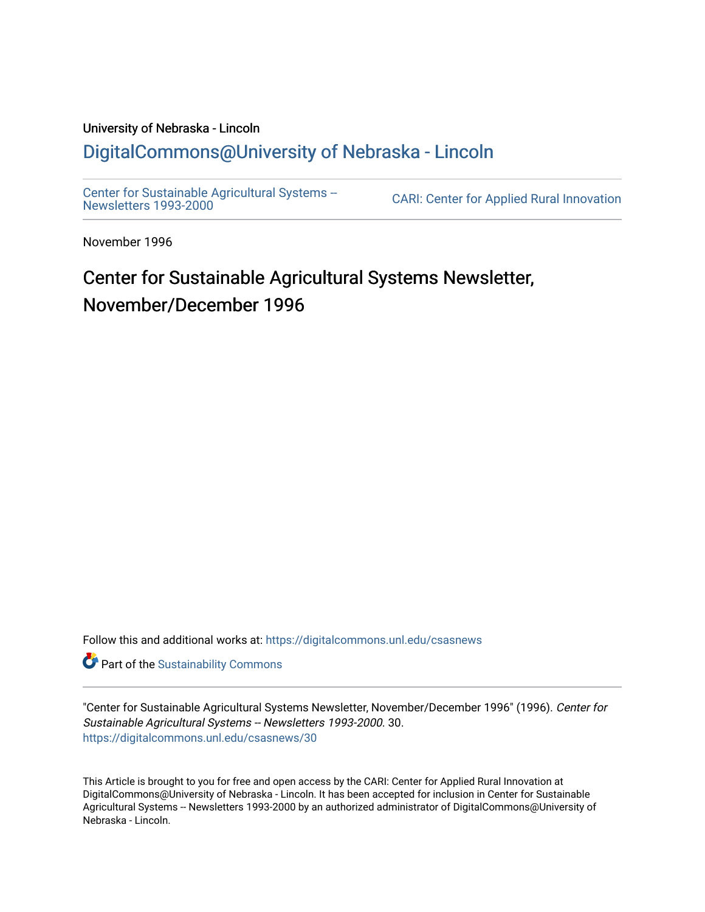University of Nebraska - Lincoln

## DigitalCommons@University of Nebraska - Lincoln

Center for Sustainable Agricultural Systems -- Newsletters 1993-2000

CARI: Center for Applied Rural Innovation

November 1996

# Center for Sustainable Agricultural Systems Newsletter, November/December 1996

Follow this and additional works at: https://digitalcommons.unl.edu/csasnews

Part of the Sustainability Commons

"Center for Sustainable Agricultural Systems Newsletter, November/December 1996" (1996). *Center for Sustainable Agricultural Systems -- Newsletters 1993-2000*. 30.
https://digitalcommons.unl.edu/csasnews/30

This Article is brought to you for free and open access by the CARI: Center for Applied Rural Innovation at DigitalCommons@University of Nebraska - Lincoln. It has been accepted for inclusion in Center for Sustainable Agricultural Systems -- Newsletters 1993-2000 by an authorized administrator of DigitalCommons@University of Nebraska - Lincoln.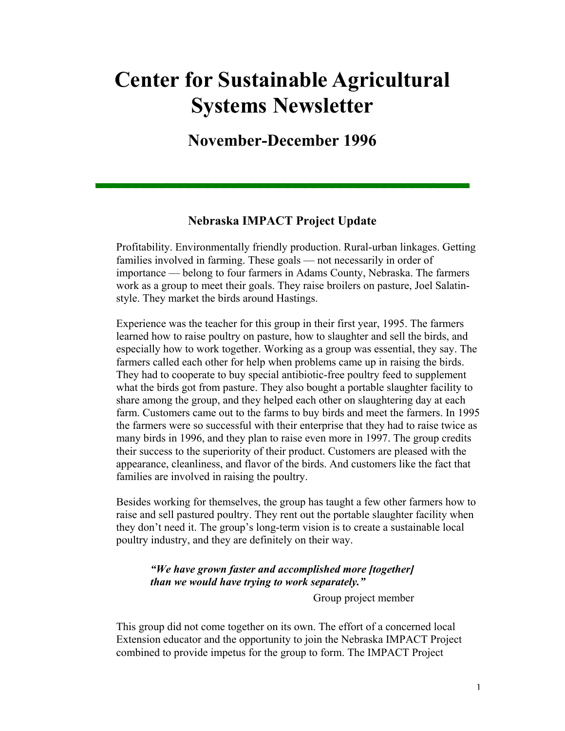# Center for Sustainable Agricultural Systems Newsletter

## November-December 1996

### Nebraska IMPACT Project Update

Profitability. Environmentally friendly production. Rural-urban linkages. Getting families involved in farming. These goals — not necessarily in order of importance — belong to four farmers in Adams County, Nebraska. The farmers work as a group to meet their goals. They raise broilers on pasture, Joel Salatin-style. They market the birds around Hastings.

Experience was the teacher for this group in their first year, 1995. The farmers learned how to raise poultry on pasture, how to slaughter and sell the birds, and especially how to work together. Working as a group was essential, they say. The farmers called each other for help when problems came up in raising the birds. They had to cooperate to buy special antibiotic-free poultry feed to supplement what the birds got from pasture. They also bought a portable slaughter facility to share among the group, and they helped each other on slaughtering day at each farm. Customers came out to the farms to buy birds and meet the farmers. In 1995 the farmers were so successful with their enterprise that they had to raise twice as many birds in 1996, and they plan to raise even more in 1997. The group credits their success to the superiority of their product. Customers are pleased with the appearance, cleanliness, and flavor of the birds. And customers like the fact that families are involved in raising the poultry.

Besides working for themselves, the group has taught a few other farmers how to raise and sell pastured poultry. They rent out the portable slaughter facility when they don't need it. The group's long-term vision is to create a sustainable local poultry industry, and they are definitely on their way.

> ***"We have grown faster and accomplished more [together] than we would have trying to work separately."***
>
> Group project member

This group did not come together on its own. The effort of a concerned local Extension educator and the opportunity to join the Nebraska IMPACT Project combined to provide impetus for the group to form. The IMPACT Project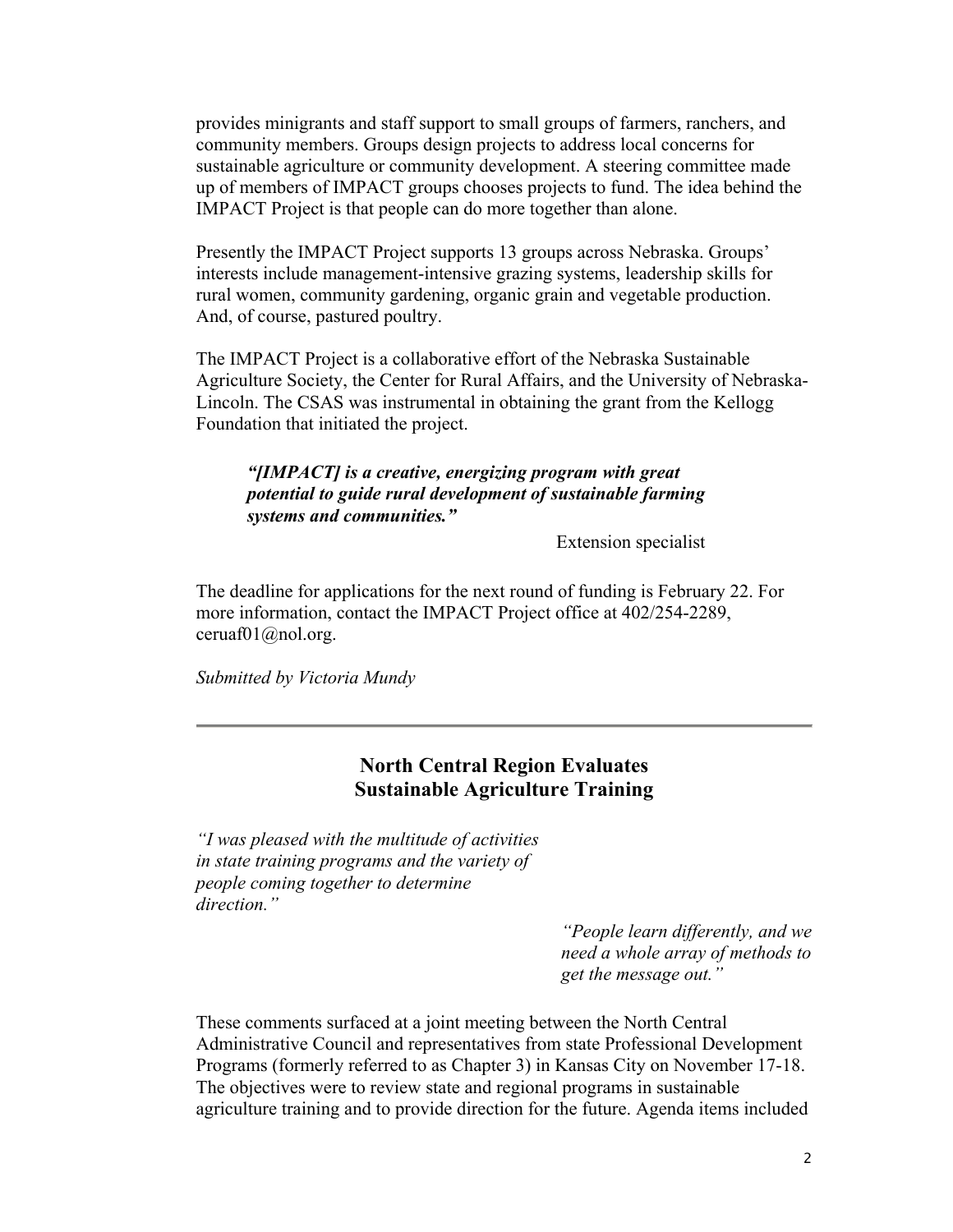provides minigrants and staff support to small groups of farmers, ranchers, and community members. Groups design projects to address local concerns for sustainable agriculture or community development. A steering committee made up of members of IMPACT groups chooses projects to fund. The idea behind the IMPACT Project is that people can do more together than alone.

Presently the IMPACT Project supports 13 groups across Nebraska. Groups' interests include management-intensive grazing systems, leadership skills for rural women, community gardening, organic grain and vegetable production. And, of course, pastured poultry.

The IMPACT Project is a collaborative effort of the Nebraska Sustainable Agriculture Society, the Center for Rural Affairs, and the University of Nebraska-Lincoln. The CSAS was instrumental in obtaining the grant from the Kellogg Foundation that initiated the project.

> ***"[IMPACT] is a creative, energizing program with great potential to guide rural development of sustainable farming systems and communities."***
>
> Extension specialist

The deadline for applications for the next round of funding is February 22. For more information, contact the IMPACT Project office at 402/254-2289, ceruaf01@nol.org.

*Submitted by Victoria Mundy*

---

## North Central Region Evaluates Sustainable Agriculture Training

*"I was pleased with the multitude of activities in state training programs and the variety of people coming together to determine direction."*

*"People learn differently, and we need a whole array of methods to get the message out."*

These comments surfaced at a joint meeting between the North Central Administrative Council and representatives from state Professional Development Programs (formerly referred to as Chapter 3) in Kansas City on November 17-18. The objectives were to review state and regional programs in sustainable agriculture training and to provide direction for the future. Agenda items included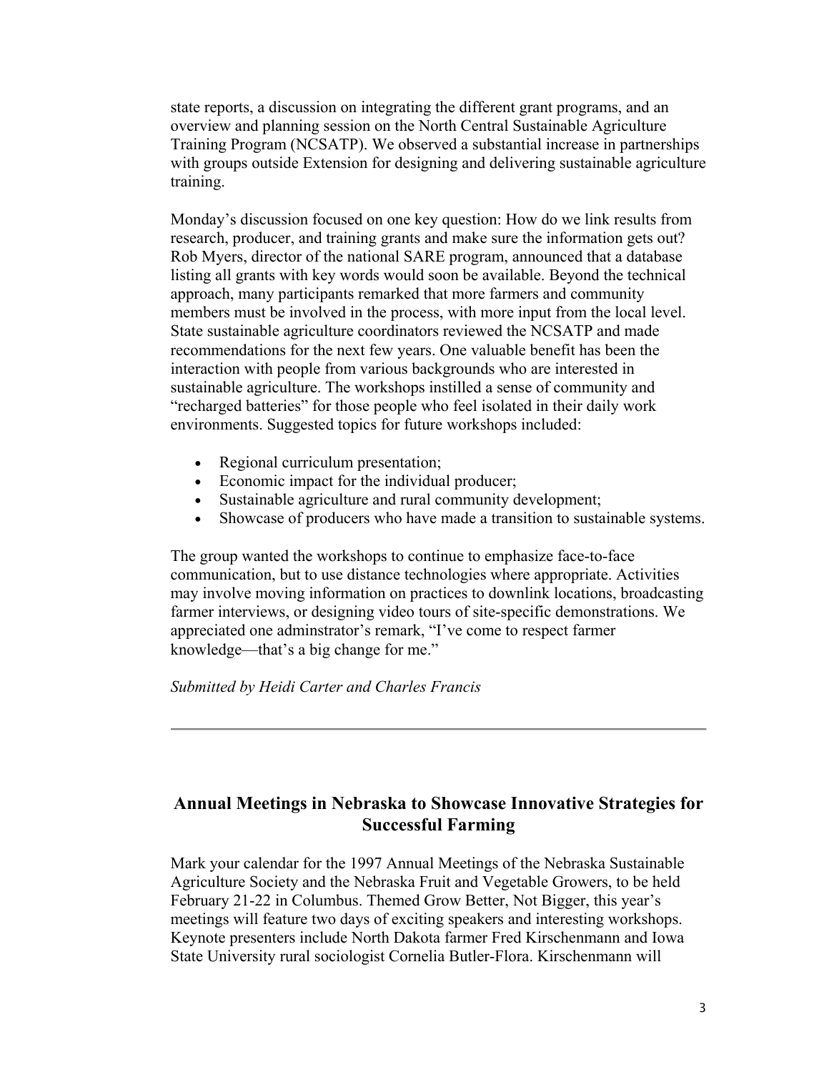state reports, a discussion on integrating the different grant programs, and an overview and planning session on the North Central Sustainable Agriculture Training Program (NCSATP). We observed a substantial increase in partnerships with groups outside Extension for designing and delivering sustainable agriculture training.

Monday's discussion focused on one key question: How do we link results from research, producer, and training grants and make sure the information gets out? Rob Myers, director of the national SARE program, announced that a database listing all grants with key words would soon be available. Beyond the technical approach, many participants remarked that more farmers and community members must be involved in the process, with more input from the local level. State sustainable agriculture coordinators reviewed the NCSATP and made recommendations for the next few years. One valuable benefit has been the interaction with people from various backgrounds who are interested in sustainable agriculture. The workshops instilled a sense of community and "recharged batteries" for those people who feel isolated in their daily work environments. Suggested topics for future workshops included:

- Regional curriculum presentation;
- Economic impact for the individual producer;
- Sustainable agriculture and rural community development;
- Showcase of producers who have made a transition to sustainable systems.

The group wanted the workshops to continue to emphasize face-to-face communication, but to use distance technologies where appropriate. Activities may involve moving information on practices to downlink locations, broadcasting farmer interviews, or designing video tours of site-specific demonstrations. We appreciated one adminstrator's remark, "I've come to respect farmer knowledge—that's a big change for me."

*Submitted by Heidi Carter and Charles Francis*

---

## Annual Meetings in Nebraska to Showcase Innovative Strategies for Successful Farming

Mark your calendar for the 1997 Annual Meetings of the Nebraska Sustainable Agriculture Society and the Nebraska Fruit and Vegetable Growers, to be held February 21-22 in Columbus. Themed Grow Better, Not Bigger, this year's meetings will feature two days of exciting speakers and interesting workshops. Keynote presenters include North Dakota farmer Fred Kirschenmann and Iowa State University rural sociologist Cornelia Butler-Flora. Kirschenmann will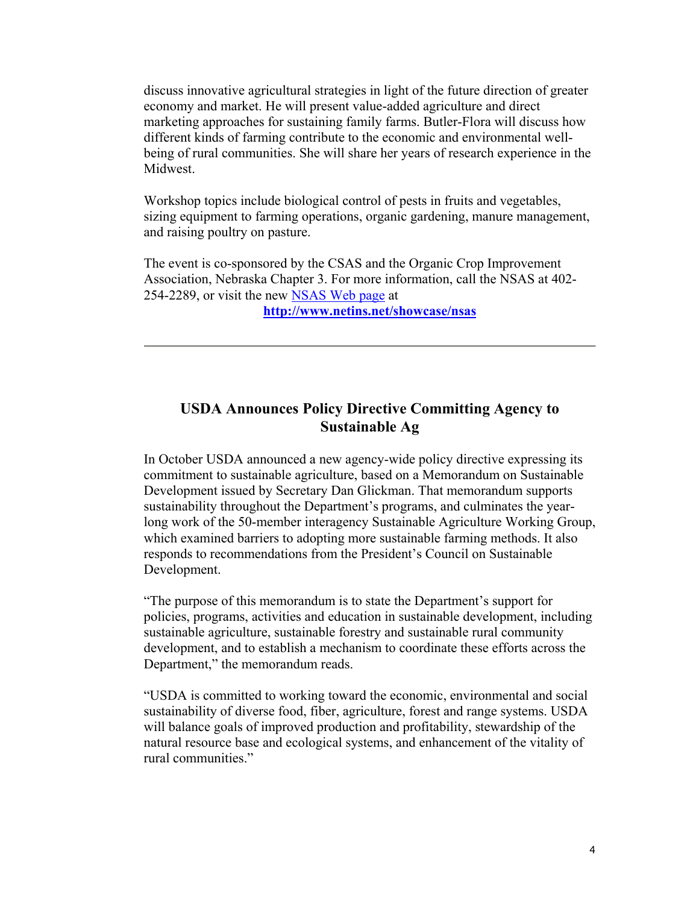discuss innovative agricultural strategies in light of the future direction of greater economy and market. He will present value-added agriculture and direct marketing approaches for sustaining family farms. Butler-Flora will discuss how different kinds of farming contribute to the economic and environmental well-being of rural communities. She will share her years of research experience in the Midwest.

Workshop topics include biological control of pests in fruits and vegetables, sizing equipment to farming operations, organic gardening, manure management, and raising poultry on pasture.

The event is co-sponsored by the CSAS and the Organic Crop Improvement Association, Nebraska Chapter 3. For more information, call the NSAS at 402-254-2289, or visit the new NSAS Web page at

**http://www.netins.net/showcase/nsas**

---

## USDA Announces Policy Directive Committing Agency to Sustainable Ag

In October USDA announced a new agency-wide policy directive expressing its commitment to sustainable agriculture, based on a Memorandum on Sustainable Development issued by Secretary Dan Glickman. That memorandum supports sustainability throughout the Department's programs, and culminates the year-long work of the 50-member interagency Sustainable Agriculture Working Group, which examined barriers to adopting more sustainable farming methods. It also responds to recommendations from the President's Council on Sustainable Development.

"The purpose of this memorandum is to state the Department's support for policies, programs, activities and education in sustainable development, including sustainable agriculture, sustainable forestry and sustainable rural community development, and to establish a mechanism to coordinate these efforts across the Department," the memorandum reads.

"USDA is committed to working toward the economic, environmental and social sustainability of diverse food, fiber, agriculture, forest and range systems. USDA will balance goals of improved production and profitability, stewardship of the natural resource base and ecological systems, and enhancement of the vitality of rural communities."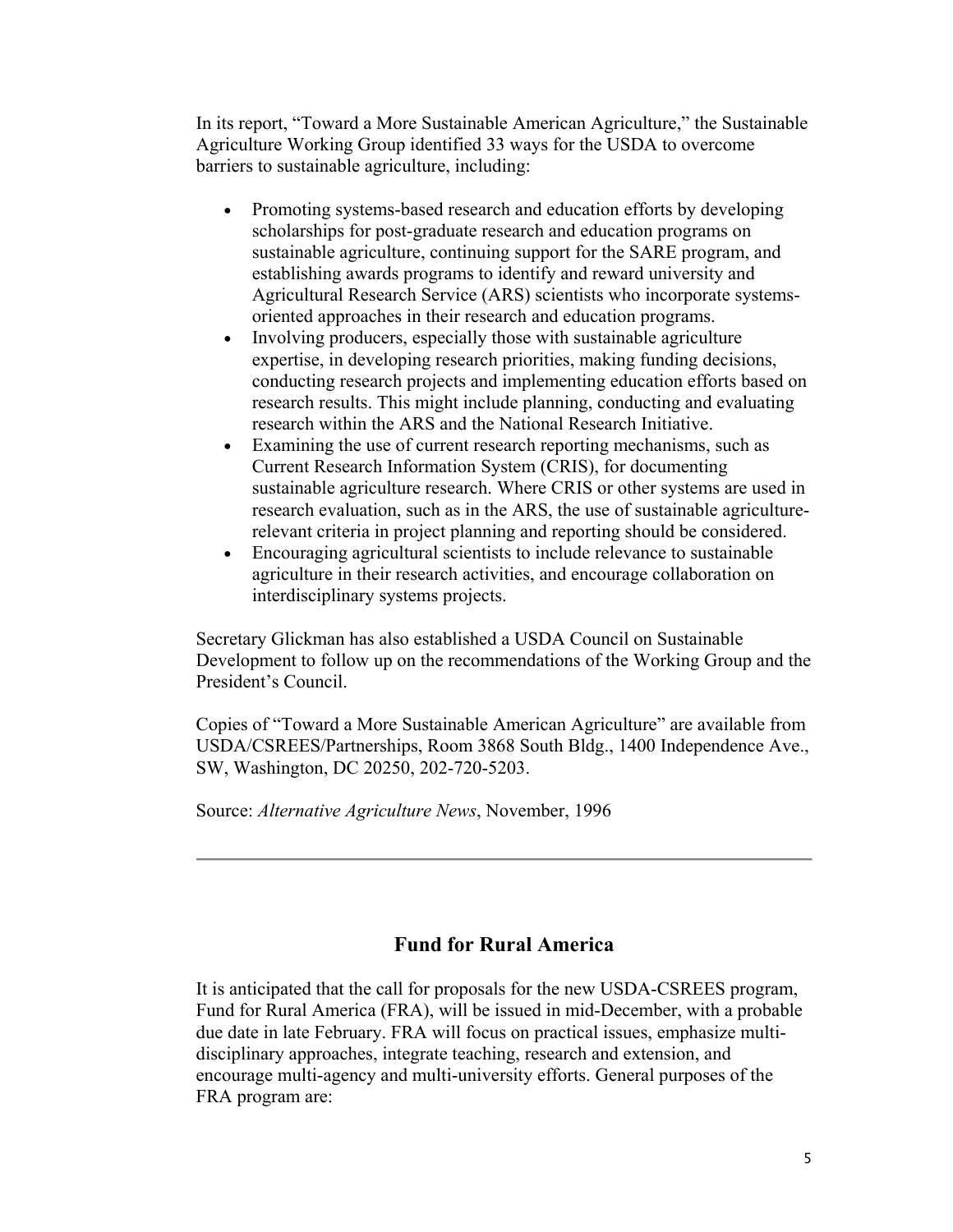In its report, "Toward a More Sustainable American Agriculture," the Sustainable Agriculture Working Group identified 33 ways for the USDA to overcome barriers to sustainable agriculture, including:

- Promoting systems-based research and education efforts by developing scholarships for post-graduate research and education programs on sustainable agriculture, continuing support for the SARE program, and establishing awards programs to identify and reward university and Agricultural Research Service (ARS) scientists who incorporate systems-oriented approaches in their research and education programs.
- Involving producers, especially those with sustainable agriculture expertise, in developing research priorities, making funding decisions, conducting research projects and implementing education efforts based on research results. This might include planning, conducting and evaluating research within the ARS and the National Research Initiative.
- Examining the use of current research reporting mechanisms, such as Current Research Information System (CRIS), for documenting sustainable agriculture research. Where CRIS or other systems are used in research evaluation, such as in the ARS, the use of sustainable agriculture-relevant criteria in project planning and reporting should be considered.
- Encouraging agricultural scientists to include relevance to sustainable agriculture in their research activities, and encourage collaboration on interdisciplinary systems projects.

Secretary Glickman has also established a USDA Council on Sustainable Development to follow up on the recommendations of the Working Group and the President's Council.

Copies of "Toward a More Sustainable American Agriculture" are available from USDA/CSREES/Partnerships, Room 3868 South Bldg., 1400 Independence Ave., SW, Washington, DC 20250, 202-720-5203.

Source: *Alternative Agriculture News*, November, 1996

---

## Fund for Rural America

It is anticipated that the call for proposals for the new USDA-CSREES program, Fund for Rural America (FRA), will be issued in mid-December, with a probable due date in late February. FRA will focus on practical issues, emphasize multi-disciplinary approaches, integrate teaching, research and extension, and encourage multi-agency and multi-university efforts. General purposes of the FRA program are: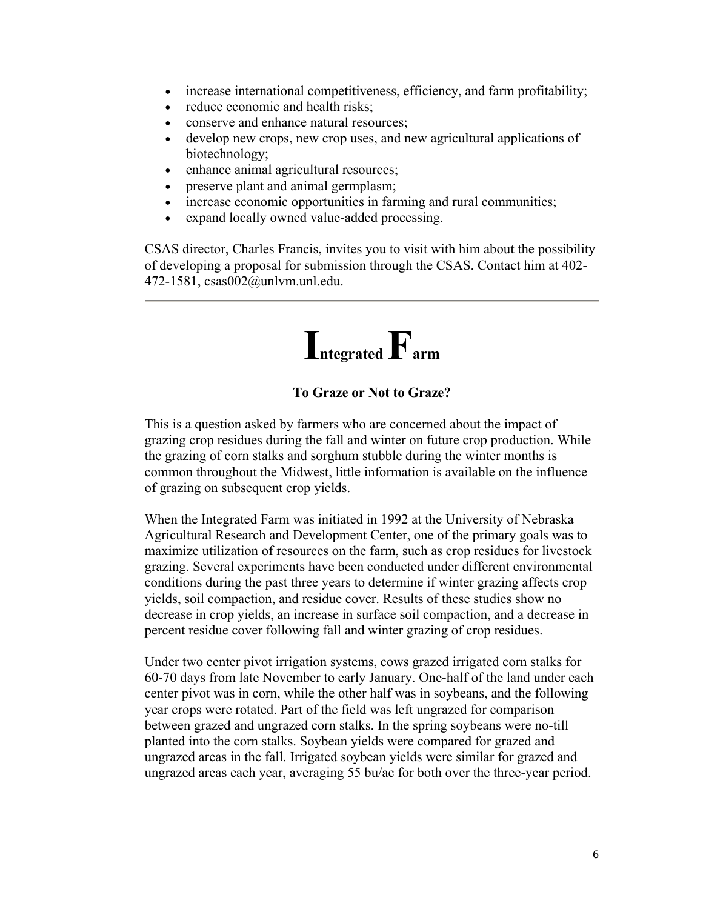- increase international competitiveness, efficiency, and farm profitability;
- reduce economic and health risks;
- conserve and enhance natural resources;
- develop new crops, new crop uses, and new agricultural applications of biotechnology;
- enhance animal agricultural resources;
- preserve plant and animal germplasm;
- increase economic opportunities in farming and rural communities;
- expand locally owned value-added processing.

CSAS director, Charles Francis, invites you to visit with him about the possibility of developing a proposal for submission through the CSAS. Contact him at 402-472-1581, csas002@unlvm.unl.edu.

---

# Integrated Farm

### To Graze or Not to Graze?

This is a question asked by farmers who are concerned about the impact of grazing crop residues during the fall and winter on future crop production. While the grazing of corn stalks and sorghum stubble during the winter months is common throughout the Midwest, little information is available on the influence of grazing on subsequent crop yields.

When the Integrated Farm was initiated in 1992 at the University of Nebraska Agricultural Research and Development Center, one of the primary goals was to maximize utilization of resources on the farm, such as crop residues for livestock grazing. Several experiments have been conducted under different environmental conditions during the past three years to determine if winter grazing affects crop yields, soil compaction, and residue cover. Results of these studies show no decrease in crop yields, an increase in surface soil compaction, and a decrease in percent residue cover following fall and winter grazing of crop residues.

Under two center pivot irrigation systems, cows grazed irrigated corn stalks for 60-70 days from late November to early January. One-half of the land under each center pivot was in corn, while the other half was in soybeans, and the following year crops were rotated. Part of the field was left ungrazed for comparison between grazed and ungrazed corn stalks. In the spring soybeans were no-till planted into the corn stalks. Soybean yields were compared for grazed and ungrazed areas in the fall. Irrigated soybean yields were similar for grazed and ungrazed areas each year, averaging 55 bu/ac for both over the three-year period.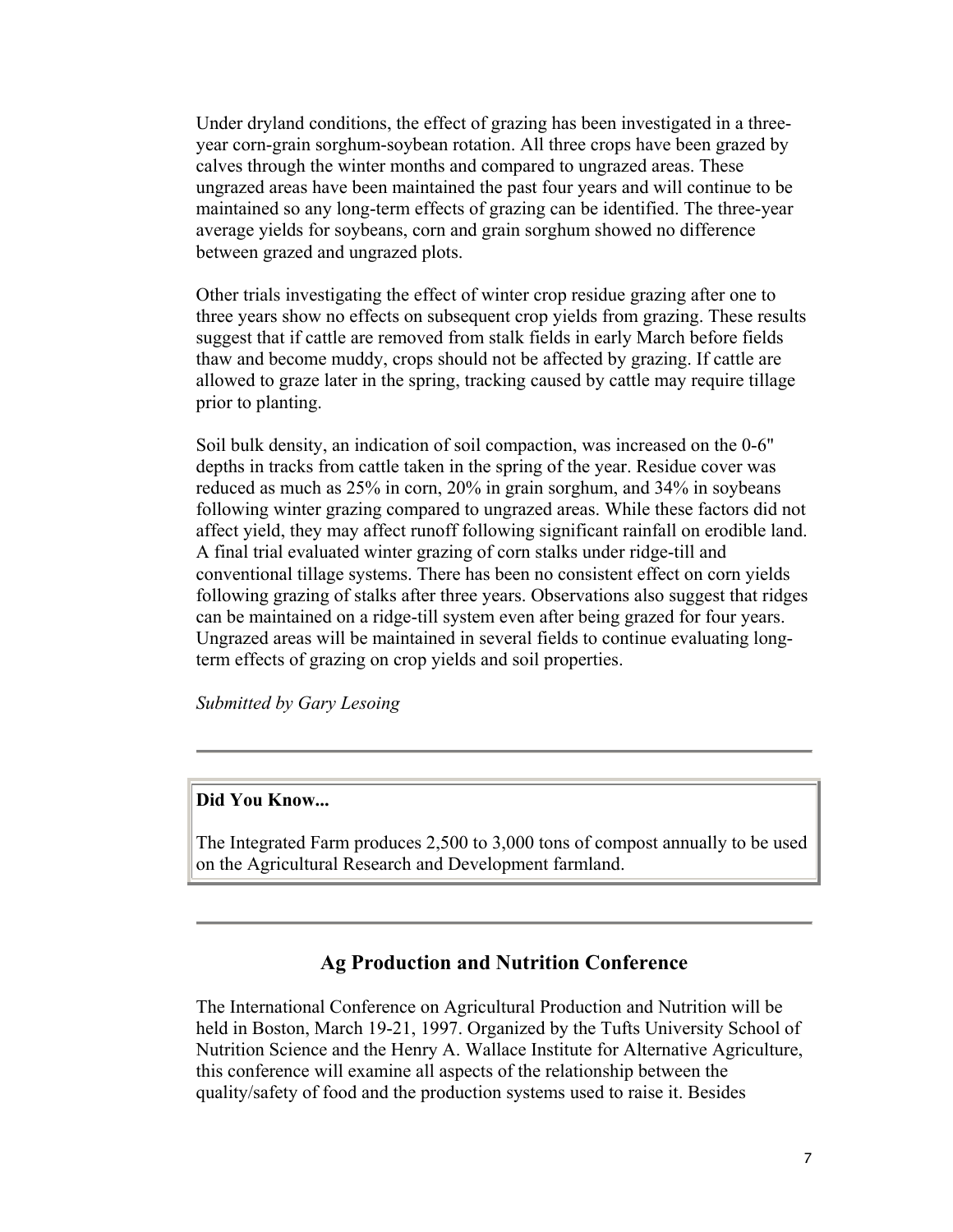Under dryland conditions, the effect of grazing has been investigated in a three-year corn-grain sorghum-soybean rotation. All three crops have been grazed by calves through the winter months and compared to ungrazed areas. These ungrazed areas have been maintained the past four years and will continue to be maintained so any long-term effects of grazing can be identified. The three-year average yields for soybeans, corn and grain sorghum showed no difference between grazed and ungrazed plots.

Other trials investigating the effect of winter crop residue grazing after one to three years show no effects on subsequent crop yields from grazing. These results suggest that if cattle are removed from stalk fields in early March before fields thaw and become muddy, crops should not be affected by grazing. If cattle are allowed to graze later in the spring, tracking caused by cattle may require tillage prior to planting.

Soil bulk density, an indication of soil compaction, was increased on the 0-6" depths in tracks from cattle taken in the spring of the year. Residue cover was reduced as much as 25% in corn, 20% in grain sorghum, and 34% in soybeans following winter grazing compared to ungrazed areas. While these factors did not affect yield, they may affect runoff following significant rainfall on erodible land. A final trial evaluated winter grazing of corn stalks under ridge-till and conventional tillage systems. There has been no consistent effect on corn yields following grazing of stalks after three years. Observations also suggest that ridges can be maintained on a ridge-till system even after being grazed for four years. Ungrazed areas will be maintained in several fields to continue evaluating long-term effects of grazing on crop yields and soil properties.

*Submitted by Gary Lesoing*

---

**Did You Know...**

The Integrated Farm produces 2,500 to 3,000 tons of compost annually to be used on the Agricultural Research and Development farmland.

---

## Ag Production and Nutrition Conference

The International Conference on Agricultural Production and Nutrition will be held in Boston, March 19-21, 1997. Organized by the Tufts University School of Nutrition Science and the Henry A. Wallace Institute for Alternative Agriculture, this conference will examine all aspects of the relationship between the quality/safety of food and the production systems used to raise it. Besides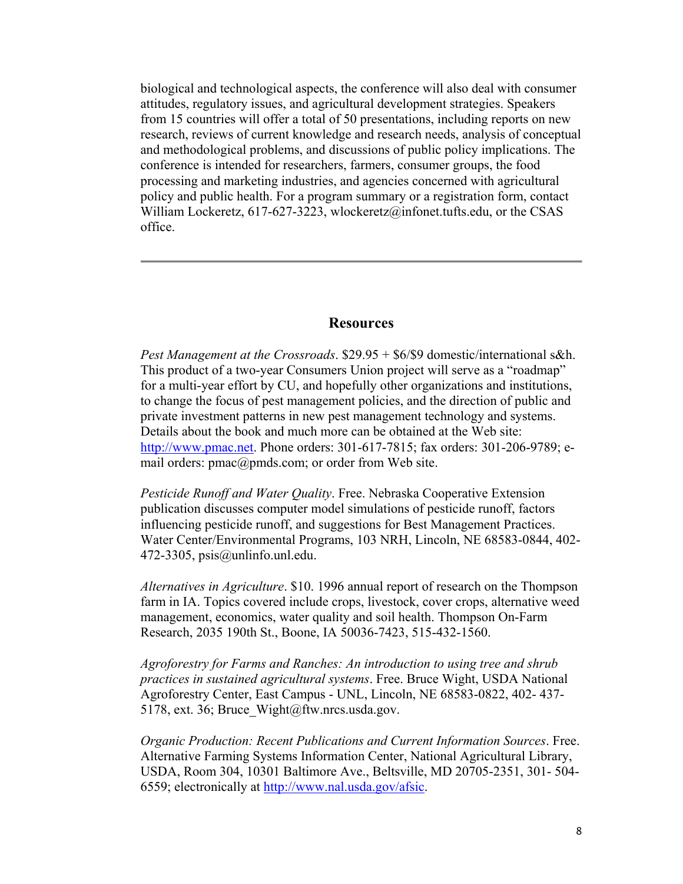biological and technological aspects, the conference will also deal with consumer attitudes, regulatory issues, and agricultural development strategies. Speakers from 15 countries will offer a total of 50 presentations, including reports on new research, reviews of current knowledge and research needs, analysis of conceptual and methodological problems, and discussions of public policy implications. The conference is intended for researchers, farmers, consumer groups, the food processing and marketing industries, and agencies concerned with agricultural policy and public health. For a program summary or a registration form, contact William Lockeretz, 617-627-3223, wlockeretz@infonet.tufts.edu, or the CSAS office.

---

## Resources

*Pest Management at the Crossroads*. $29.95 + $6/$9 domestic/international s&h. This product of a two-year Consumers Union project will serve as a "roadmap" for a multi-year effort by CU, and hopefully other organizations and institutions, to change the focus of pest management policies, and the direction of public and private investment patterns in new pest management technology and systems. Details about the book and much more can be obtained at the Web site: http://www.pmac.net. Phone orders: 301-617-7815; fax orders: 301-206-9789; e-mail orders: pmac@pmds.com; or order from Web site.

*Pesticide Runoff and Water Quality*. Free. Nebraska Cooperative Extension publication discusses computer model simulations of pesticide runoff, factors influencing pesticide runoff, and suggestions for Best Management Practices. Water Center/Environmental Programs, 103 NRH, Lincoln, NE 68583-0844, 402-472-3305, psis@unlinfo.unl.edu.

*Alternatives in Agriculture*. $10. 1996 annual report of research on the Thompson farm in IA. Topics covered include crops, livestock, cover crops, alternative weed management, economics, water quality and soil health. Thompson On-Farm Research, 2035 190th St., Boone, IA 50036-7423, 515-432-1560.

*Agroforestry for Farms and Ranches: An introduction to using tree and shrub practices in sustained agricultural systems*. Free. Bruce Wight, USDA National Agroforestry Center, East Campus - UNL, Lincoln, NE 68583-0822, 402- 437-5178, ext. 36; Bruce_Wight@ftw.nrcs.usda.gov.

*Organic Production: Recent Publications and Current Information Sources*. Free. Alternative Farming Systems Information Center, National Agricultural Library, USDA, Room 304, 10301 Baltimore Ave., Beltsville, MD 20705-2351, 301- 504-6559; electronically at http://www.nal.usda.gov/afsic.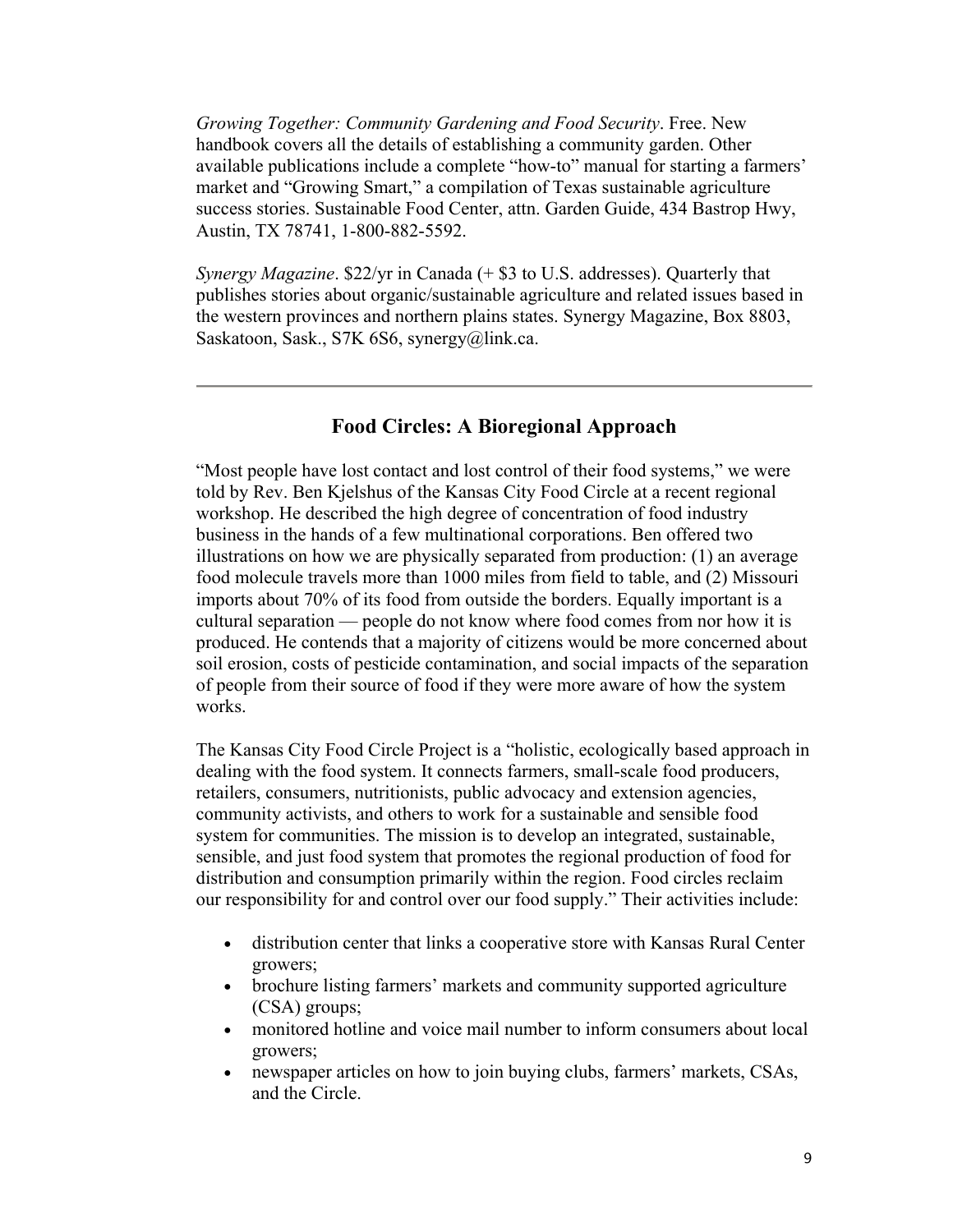*Growing Together: Community Gardening and Food Security*. Free. New handbook covers all the details of establishing a community garden. Other available publications include a complete "how-to" manual for starting a farmers' market and "Growing Smart," a compilation of Texas sustainable agriculture success stories. Sustainable Food Center, attn. Garden Guide, 434 Bastrop Hwy, Austin, TX 78741, 1-800-882-5592.

*Synergy Magazine*. $22/yr in Canada (+ $3 to U.S. addresses). Quarterly that publishes stories about organic/sustainable agriculture and related issues based in the western provinces and northern plains states. Synergy Magazine, Box 8803, Saskatoon, Sask., S7K 6S6, synergy@link.ca.

---

## Food Circles: A Bioregional Approach

"Most people have lost contact and lost control of their food systems," we were told by Rev. Ben Kjelshus of the Kansas City Food Circle at a recent regional workshop. He described the high degree of concentration of food industry business in the hands of a few multinational corporations. Ben offered two illustrations on how we are physically separated from production: (1) an average food molecule travels more than 1000 miles from field to table, and (2) Missouri imports about 70% of its food from outside the borders. Equally important is a cultural separation — people do not know where food comes from nor how it is produced. He contends that a majority of citizens would be more concerned about soil erosion, costs of pesticide contamination, and social impacts of the separation of people from their source of food if they were more aware of how the system works.

The Kansas City Food Circle Project is a "holistic, ecologically based approach in dealing with the food system. It connects farmers, small-scale food producers, retailers, consumers, nutritionists, public advocacy and extension agencies, community activists, and others to work for a sustainable and sensible food system for communities. The mission is to develop an integrated, sustainable, sensible, and just food system that promotes the regional production of food for distribution and consumption primarily within the region. Food circles reclaim our responsibility for and control over our food supply." Their activities include:

- distribution center that links a cooperative store with Kansas Rural Center growers;
- brochure listing farmers' markets and community supported agriculture (CSA) groups;
- monitored hotline and voice mail number to inform consumers about local growers;
- newspaper articles on how to join buying clubs, farmers' markets, CSAs, and the Circle.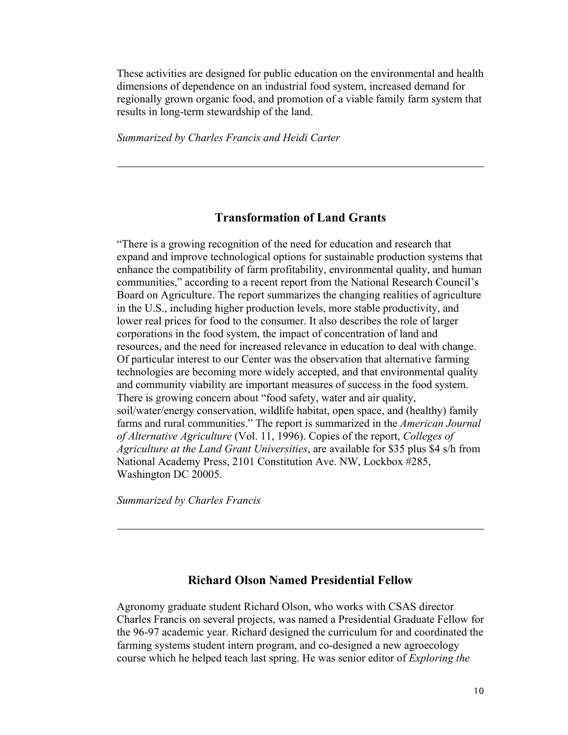These activities are designed for public education on the environmental and health dimensions of dependence on an industrial food system, increased demand for regionally grown organic food, and promotion of a viable family farm system that results in long-term stewardship of the land.

*Summarized by Charles Francis and Heidi Carter*

---

## Transformation of Land Grants

"There is a growing recognition of the need for education and research that expand and improve technological options for sustainable production systems that enhance the compatibility of farm profitability, environmental quality, and human communities," according to a recent report from the National Research Council's Board on Agriculture. The report summarizes the changing realities of agriculture in the U.S., including higher production levels, more stable productivity, and lower real prices for food to the consumer. It also describes the role of larger corporations in the food system, the impact of concentration of land and resources, and the need for increased relevance in education to deal with change. Of particular interest to our Center was the observation that alternative farming technologies are becoming more widely accepted, and that environmental quality and community viability are important measures of success in the food system. There is growing concern about "food safety, water and air quality, soil/water/energy conservation, wildlife habitat, open space, and (healthy) family farms and rural communities." The report is summarized in the *American Journal of Alternative Agriculture* (Vol. 11, 1996). Copies of the report, *Colleges of Agriculture at the Land Grant Universities*, are available for $35 plus $4 s/h from National Academy Press, 2101 Constitution Ave. NW, Lockbox #285, Washington DC 20005.

*Summarized by Charles Francis*

---

## Richard Olson Named Presidential Fellow

Agronomy graduate student Richard Olson, who works with CSAS director Charles Francis on several projects, was named a Presidential Graduate Fellow for the 96-97 academic year. Richard designed the curriculum for and coordinated the farming systems student intern program, and co-designed a new agroecology course which he helped teach last spring. He was senior editor of *Exploring the*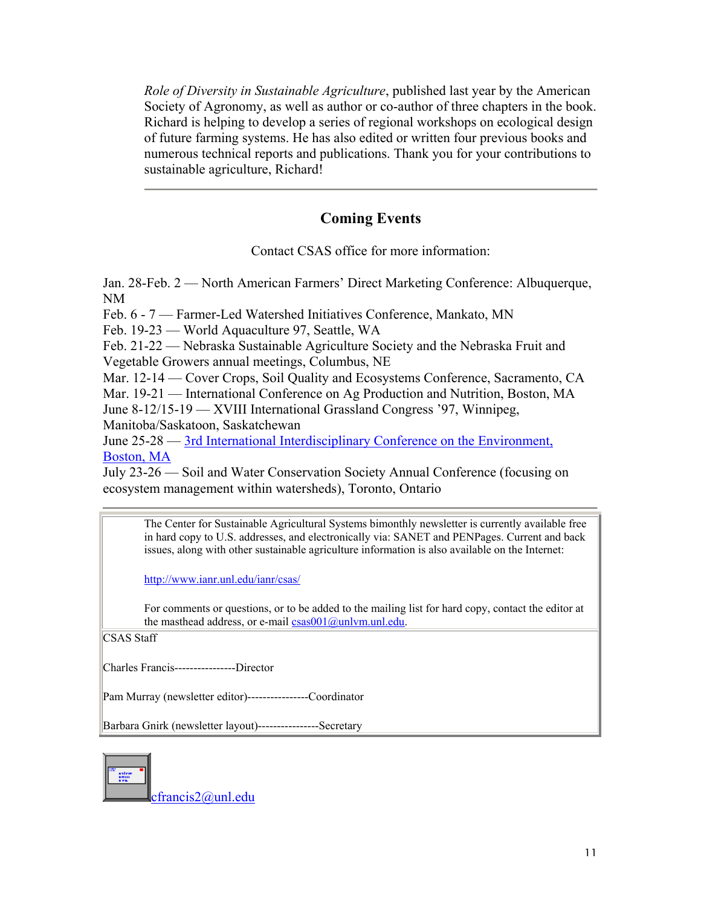*Role of Diversity in Sustainable Agriculture*, published last year by the American Society of Agronomy, as well as author or co-author of three chapters in the book. Richard is helping to develop a series of regional workshops on ecological design of future farming systems. He has also edited or written four previous books and numerous technical reports and publications. Thank you for your contributions to sustainable agriculture, Richard!

---

## Coming Events

Contact CSAS office for more information:

Jan. 28-Feb. 2 — North American Farmers' Direct Marketing Conference: Albuquerque, NM
Feb. 6 - 7 — Farmer-Led Watershed Initiatives Conference, Mankato, MN
Feb. 19-23 — World Aquaculture 97, Seattle, WA
Feb. 21-22 — Nebraska Sustainable Agriculture Society and the Nebraska Fruit and Vegetable Growers annual meetings, Columbus, NE
Mar. 12-14 — Cover Crops, Soil Quality and Ecosystems Conference, Sacramento, CA
Mar. 19-21 — International Conference on Ag Production and Nutrition, Boston, MA
June 8-12/15-19 — XVIII International Grassland Congress '97, Winnipeg, Manitoba/Saskatoon, Saskatchewan
June 25-28 — 3rd International Interdisciplinary Conference on the Environment, Boston, MA
July 23-26 — Soil and Water Conservation Society Annual Conference (focusing on ecosystem management within watersheds), Toronto, Ontario

---

The Center for Sustainable Agricultural Systems bimonthly newsletter is currently available free in hard copy to U.S. addresses, and electronically via: SANET and PENPages. Current and back issues, along with other sustainable agriculture information is also available on the Internet:

http://www.ianr.unl.edu/ianr/csas/

For comments or questions, or to be added to the mailing list for hard copy, contact the editor at the masthead address, or e-mail csas001@unlvm.unl.edu.

CSAS Staff

Charles Francis----------------Director

Pam Murray (newsletter editor)----------------Coordinator

Barbara Gnirk (newsletter layout)----------------Secretary

cfrancis2@unl.edu